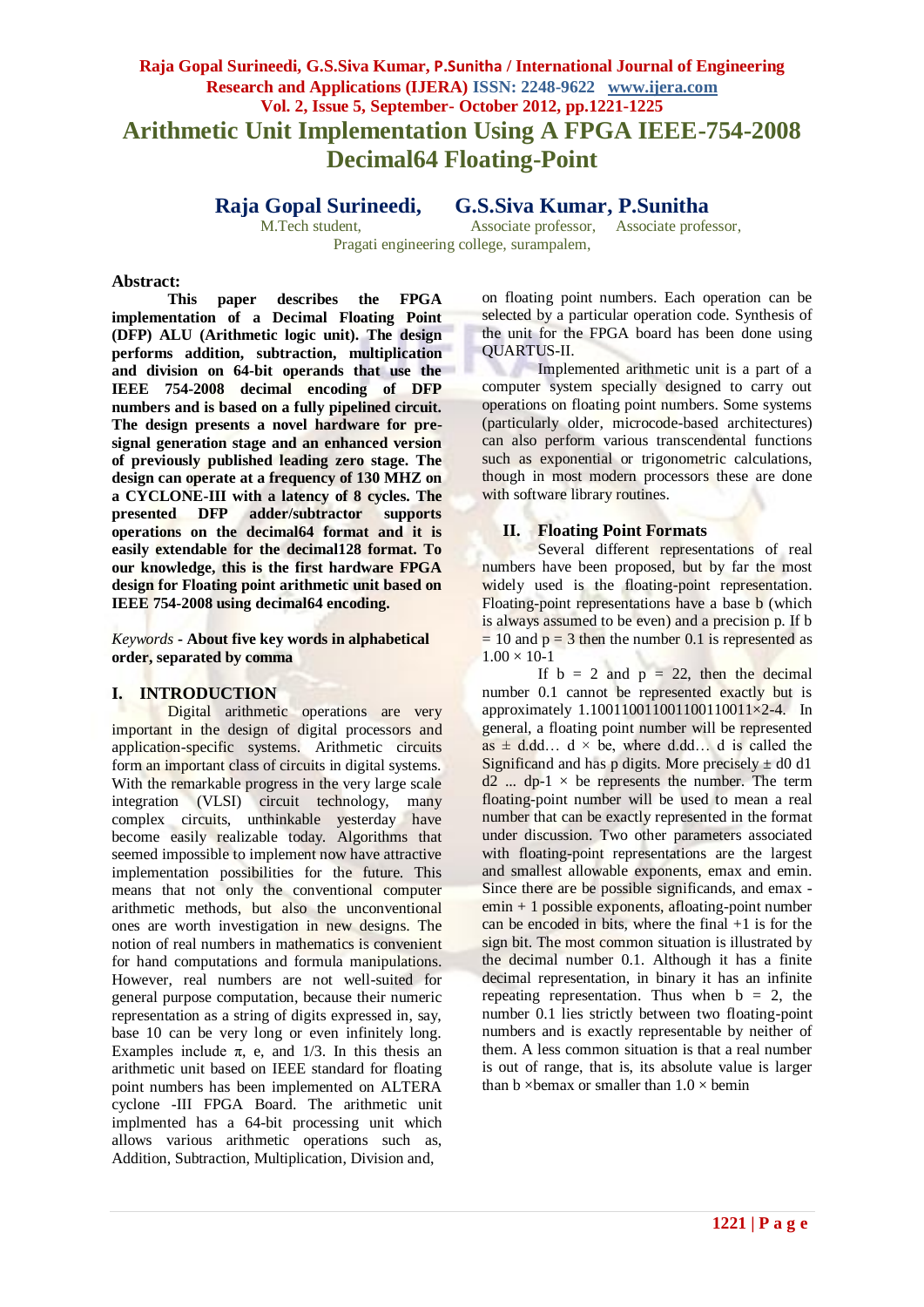# Arithmetic Unit Implementation Using A FPGA IEEE-754-2008 Decimal64 Floating-Point

**Raja Gopal Surineedi, G.S.Siva Kumar, P.Sunitha**

M.Tech student, Associate professor, Associate professor,

Pragati engineering college, surampalem,

**Abstract:**

**This paper describes the FPGA implementation of a Decimal Floating Point (DFP) ALU (Arithmetic logic unit). The design performs addition, subtraction, multiplication and division on 64-bit operands that use the IEEE 754-2008 decimal encoding of DFP numbers and is based on a fully pipelined circuit. The design presents a novel hardware for pre-signal generation stage and an enhanced version of previously published leading zero stage. The design can operate at a frequency of 130 MHZ on a CYCLONE-III with a latency of 8 cycles. The presented DFP adder/subtractor supports operations on the decimal64 format and it is easily extendable for the decimal128 format. To our knowledge, this is the first hardware FPGA design for Floating point arithmetic unit based on IEEE 754-2008 using decimal64 encoding.**

*Keywords* - **About five key words in alphabetical order, separated by comma**

## I. INTRODUCTION

Digital arithmetic operations are very important in the design of digital processors and application-specific systems. Arithmetic circuits form an important class of circuits in digital systems. With the remarkable progress in the very large scale integration (VLSI) circuit technology, many complex circuits, unthinkable yesterday have become easily realizable today. Algorithms that seemed impossible to implement now have attractive implementation possibilities for the future. This means that not only the conventional computer arithmetic methods, but also the unconventional ones are worth investigation in new designs. The notion of real numbers in mathematics is convenient for hand computations and formula manipulations. However, real numbers are not well-suited for general purpose computation, because their numeric representation as a string of digits expressed in, say, base 10 can be very long or even infinitely long. Examples include π, e, and 1/3. In this thesis an arithmetic unit based on IEEE standard for floating point numbers has been implemented on ALTERA cyclone -III FPGA Board. The arithmetic unit implmented has a 64-bit processing unit which allows various arithmetic operations such as, Addition, Subtraction, Multiplication, Division and, on floating point numbers. Each operation can be selected by a particular operation code. Synthesis of the unit for the FPGA board has been done using QUARTUS-II.

Implemented arithmetic unit is a part of a computer system specially designed to carry out operations on floating point numbers. Some systems (particularly older, microcode-based architectures) can also perform various transcendental functions such as exponential or trigonometric calculations, though in most modern processors these are done with software library routines.

## II. Floating Point Formats

Several different representations of real numbers have been proposed, but by far the most widely used is the floating-point representation. Floating-point representations have a base b (which is always assumed to be even) and a precision p. If b = 10 and p = 3 then the number 0.1 is represented as $1.00 \times 10^{-1}$

If b = 2 and p = 22, then the decimal number 0.1 cannot be represented exactly but is approximately $1.10011001100110011001101 \times 2^{-4}$. In general, a floating point number will be represented as ± d.dd… d × $b^e$, where d.dd… d is called the Significand and has p digits. More precisely ± $d_0 d_1 d_2 \ldots d_{p-1} \times b^e$ represents the number. The term floating-point number will be used to mean a real number that can be exactly represented in the format under discussion. Two other parameters associated with floating-point representations are the largest and smallest allowable exponents, emax and emin. Since there are be possible significands, and emax - emin + 1 possible exponents, afloating-point number can be encoded in bits, where the final +1 is for the sign bit. The most common situation is illustrated by the decimal number 0.1. Although it has a finite decimal representation, in binary it has an infinite repeating representation. Thus when b = 2, the number 0.1 lies strictly between two floating-point numbers and is exactly representable by neither of them. A less common situation is that a real number is out of range, that is, its absolute value is larger than $b \times b^{emax}$ or smaller than $1.0 \times b^{emin}$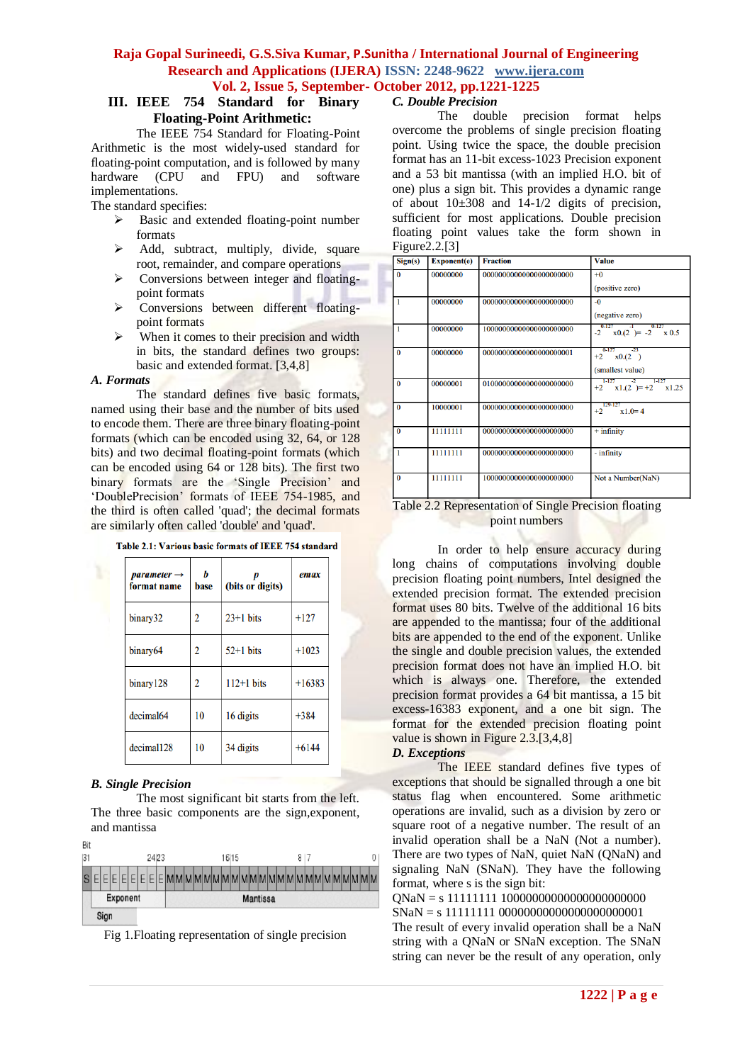## III. IEEE 754 Standard for Binary Floating-Point Arithmetic:

The IEEE 754 Standard for Floating-Point Arithmetic is the most widely-used standard for floating-point computation, and is followed by many hardware (CPU and FPU) and software implementations.

The standard specifies:

- Basic and extended floating-point number formats
- Add, subtract, multiply, divide, square root, remainder, and compare operations
- Conversions between integer and floating-point formats
- Conversions between different floating-point formats
- When it comes to their precision and width in bits, the standard defines two groups: basic and extended format. [3,4,8]

### A. Formats

The standard defines five basic formats, named using their base and the number of bits used to encode them. There are three binary floating-point formats (which can be encoded using 32, 64, or 128 bits) and two decimal floating-point formats (which can be encoded using 64 or 128 bits). The first two binary formats are the 'Single Precision' and 'DoublePrecision' formats of IEEE 754-1985, and the third is often called 'quad'; the decimal formats are similarly often called 'double' and 'quad'.

**Table 2.1: Various basic formats of IEEE 754 standard**

| *parameter →* format name | *b* base | *p* (bits or digits) | *emax* |
|---|---|---|---|
| binary32 | 2 | 23+1 bits | +127 |
| binary64 | 2 | 52+1 bits | +1023 |
| binary128 | 2 | 112+1 bits | +16383 |
| decimal64 | 10 | 16 digits | +384 |
| decimal128 | 10 | 34 digits | +6144 |

### B. Single Precision

The most significant bit starts from the left. The three basic components are the sign,exponent, and mantissa

| Bit 31 | 24 23 | 16 15 | 8 7 | 0 |
|---|---|---|---|---|
| S | EEEEEEEE | MMMMMMMMMMMMMMMMMMMMMMM | | |
| Sign | Exponent | Mantissa | | |

Fig 1.Floating representation of single precision

### C. Double Precision

The double precision format helps overcome the problems of single precision floating point. Using twice the space, the double precision format has an 11-bit excess-1023 Precision exponent and a 53 bit mantissa (with an implied H.O. bit of one) plus a sign bit. This provides a dynamic range of about 10±308 and 14-1/2 digits of precision, sufficient for most applications. Double precision floating point values take the form shown in Figure2.2.[3]

| Sign(s) | Exponent(e) | Fraction | Value |
|---|---|---|---|
| 0 | 00000000 | 00000000000000000000000 | +0 (positive zero) |
| 1 | 00000000 | 00000000000000000000000 | -0 (negative zero) |
| 1 | 00000000 | 10000000000000000000000 | $-2^{0-127} \times 0.(2^{-1}) = -2^{0-127} \times 0.5$ |
| 0 | 00000000 | 00000000000000000000001 | $+2^{0-127} \times 0.(2^{-23})$ (smallest value) |
| 0 | 00000001 | 01000000000000000000000 | $+2^{1-127} \times 1.(2^{-2}) = +2^{1-127} \times 1.25$ |
| 0 | 10000001 | 00000000000000000000000 | $+2^{129-127} \times 1.0 = 4$ |
| 0 | 11111111 | 00000000000000000000000 | + infinity |
| 1 | 11111111 | 00000000000000000000000 | - infinity |
| 0 | 11111111 | 10000000000000000000000 | Not a Number(NaN) |

Table 2.2 Representation of Single Precision floating point numbers

In order to help ensure accuracy during long chains of computations involving double precision floating point numbers, Intel designed the extended precision format. The extended precision format uses 80 bits. Twelve of the additional 16 bits are appended to the mantissa; four of the additional bits are appended to the end of the exponent. Unlike the single and double precision values, the extended precision format does not have an implied H.O. bit which is always one. Therefore, the extended precision format provides a 64 bit mantissa, a 15 bit excess-16383 exponent, and a one bit sign. The format for the extended precision floating point value is shown in Figure 2.3.[3,4,8]

### D. Exceptions

The IEEE standard defines five types of exceptions that should be signalled through a one bit status flag when encountered. Some arithmetic operations are invalid, such as a division by zero or square root of a negative number. The result of an invalid operation shall be a NaN (Not a number). There are two types of NaN, quiet NaN (QNaN) and signaling NaN (SNaN). They have the following format, where s is the sign bit:

QNaN = s 11111111 10000000000000000000000
SNaN = s 11111111 00000000000000000000001

The result of every invalid operation shall be a NaN string with a QNaN or SNaN exception. The SNaN string can never be the result of any operation, only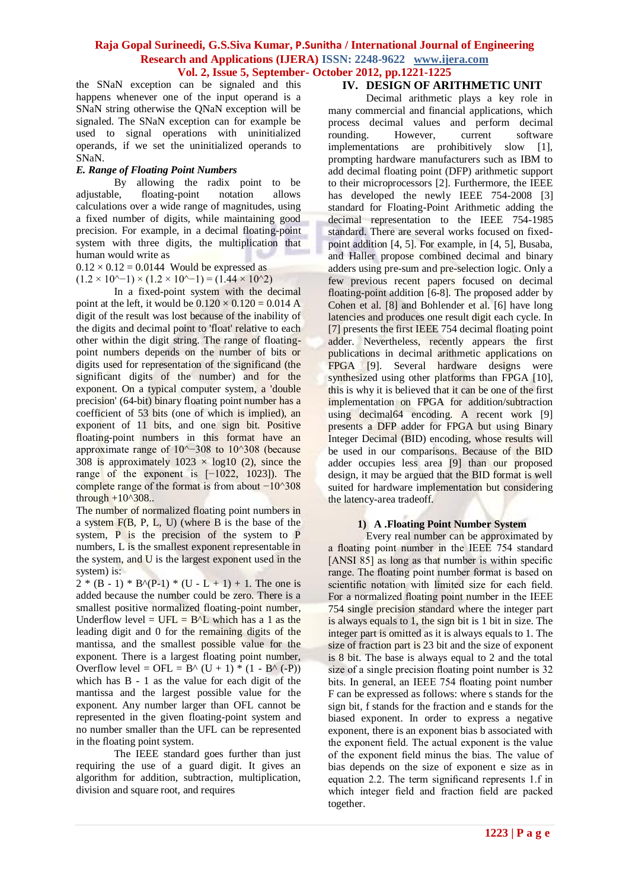the SNaN exception can be signaled and this happens whenever one of the input operand is a SNaN string otherwise the QNaN exception will be signaled. The SNaN exception can for example be used to signal operations with uninitialized operands, if we set the uninitialized operands to SNaN.

### *E. Range of Floating Point Numbers*

By allowing the radix point to be adjustable, floating-point notation allows calculations over a wide range of magnitudes, using a fixed number of digits, while maintaining good precision. For example, in a decimal floating-point system with three digits, the multiplication that human would write as

$0.12 \times 0.12 = 0.0144$ Would be expressed as

$(1.2 \times 10^{-1}) \times (1.2 \times 10^{-1}) = (1.44 \times 10^{2})$

In a fixed-point system with the decimal point at the left, it would be $0.120 \times 0.120 = 0.014$ A digit of the result was lost because of the inability of the digits and decimal point to 'float' relative to each other within the digit string. The range of floating-point numbers depends on the number of bits or digits used for representation of the significand (the significant digits of the number) and for the exponent. On a typical computer system, a 'double precision' (64-bit) binary floating point number has a coefficient of 53 bits (one of which is implied), an exponent of 11 bits, and one sign bit. Positive floating-point numbers in this format have an approximate range of $10^{-308}$ to $10^{308}$ (because 308 is approximately $1023 \times \log10(2)$, since the range of the exponent is $[-1022, 1023]$). The complete range of the format is from about $-10^{308}$ through $+10^{308}$..

The number of normalized floating point numbers in a system F(B, P, L, U) (where B is the base of the system, P is the precision of the system to P numbers, L is the smallest exponent representable in the system, and U is the largest exponent used in the system) is:

$2 * (B - 1) * B^{(P-1)} * (U - L + 1) + 1$. The one is added because the number could be zero. There is a smallest positive normalized floating-point number, Underflow level = UFL = $B^L$ which has a 1 as the leading digit and 0 for the remaining digits of the mantissa, and the smallest possible value for the exponent. There is a largest floating point number, Overflow level = OFL = $B^{(U + 1)} * (1 - B^{(-P)})$ which has B - 1 as the value for each digit of the mantissa and the largest possible value for the exponent. Any number larger than OFL cannot be represented in the given floating-point system and no number smaller than the UFL can be represented in the floating point system.

The IEEE standard goes further than just requiring the use of a guard digit. It gives an algorithm for addition, subtraction, multiplication, division and square root, and requires

## IV. DESIGN OF ARITHMETIC UNIT

Decimal arithmetic plays a key role in many commercial and financial applications, which process decimal values and perform decimal rounding. However, current software implementations are prohibitively slow [1], prompting hardware manufacturers such as IBM to add decimal floating point (DFP) arithmetic support to their microprocessors [2]. Furthermore, the IEEE has developed the newly IEEE 754-2008 [3] standard for Floating-Point Arithmetic adding the decimal representation to the IEEE 754-1985 standard. There are several works focused on fixed-point addition [4, 5]. For example, in [4, 5], Busaba, and Haller propose combined decimal and binary adders using pre-sum and pre-selection logic. Only a few previous recent papers focused on decimal floating-point addition [6-8]. The proposed adder by Cohen et al. [8] and Bohlender et al. [6] have long latencies and produces one result digit each cycle. In [7] presents the first IEEE 754 decimal floating point adder. Nevertheless, recently appears the first publications in decimal arithmetic applications on FPGA [9]. Several hardware designs were synthesized using other platforms than FPGA [10], this is why it is believed that it can be one of the first implementation on FPGA for addition/subtraction using decimal64 encoding. A recent work [9] presents a DFP adder for FPGA but using Binary Integer Decimal (BID) encoding, whose results will be used in our comparisons. Because of the BID adder occupies less area [9] than our proposed design, it may be argued that the BID format is well suited for hardware implementation but considering the latency-area tradeoff.

### 1) A .Floating Point Number System

Every real number can be approximated by a floating point number in the IEEE 754 standard [ANSI 85] as long as that number is within specific range. The floating point number format is based on scientific notation with limited size for each field. For a normalized floating point number in the IEEE 754 single precision standard where the integer part is always equals to 1, the sign bit is 1 bit in size. The integer part is omitted as it is always equals to 1. The size of fraction part is 23 bit and the size of exponent is 8 bit. The base is always equal to 2 and the total size of a single precision floating point number is 32 bits. In general, an IEEE 754 floating point number F can be expressed as follows: where s stands for the sign bit, f stands for the fraction and e stands for the biased exponent. In order to express a negative exponent, there is an exponent bias b associated with the exponent field. The actual exponent is the value of the exponent field minus the bias. The value of bias depends on the size of exponent e size as in equation 2.2. The term significand represents 1.f in which integer field and fraction field are packed together.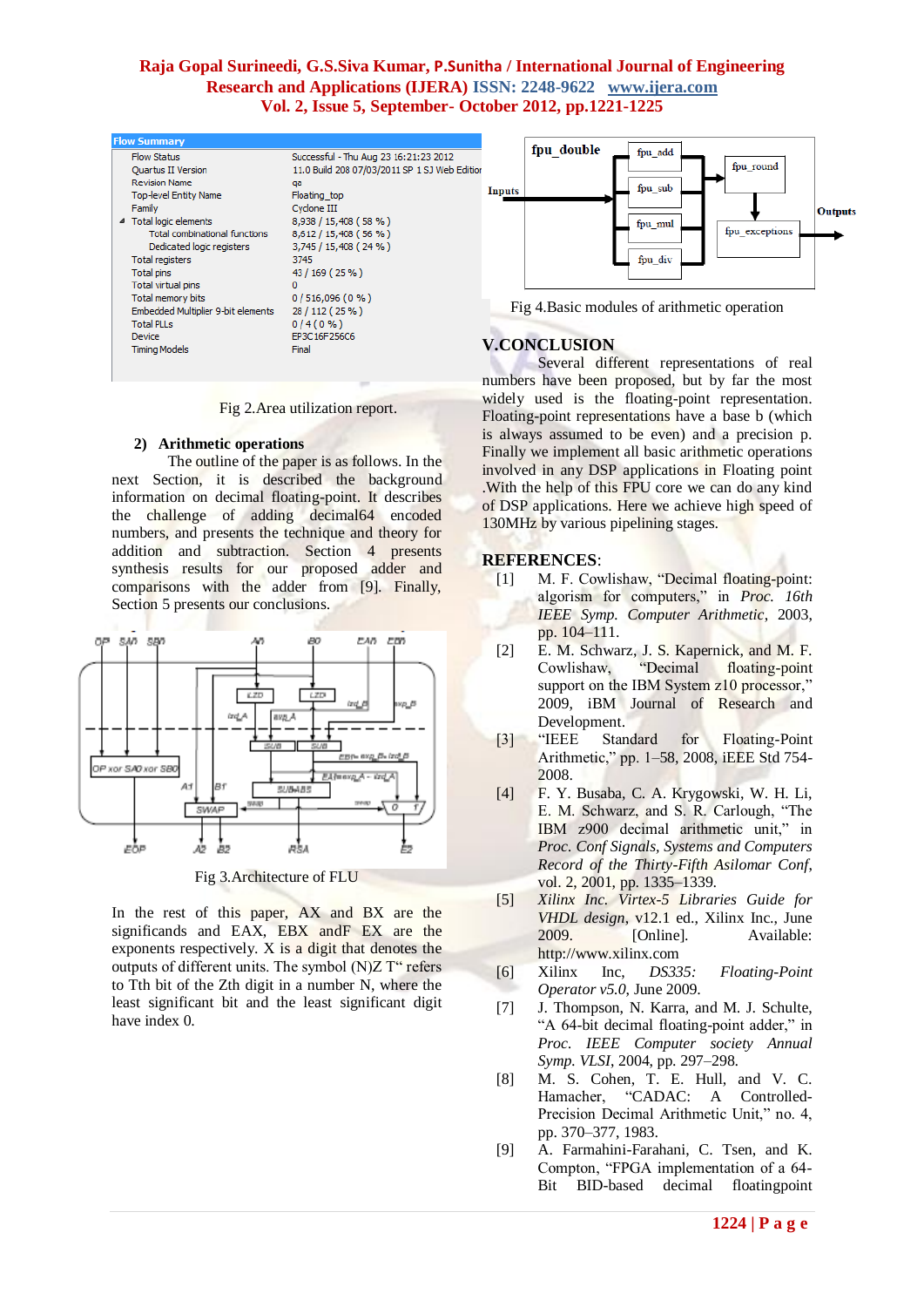| Flow Summary | |
|---|---|
| Flow Status | Successful - Thu Aug 23 16:21:23 2012 |
| Quartus II Version | 11.0 Build 208 07/03/2011 SP 1 SJ Web Edition |
| Revision Name | qe |
| Top-level Entity Name | Floating_top |
| Family | Cyclone III |
| Total logic elements | 8,938 / 15,408 ( 58 % ) |
| Total combinational functions | 8,612 / 15,408 ( 56 % ) |
| Dedicated logic registers | 3,745 / 15,408 ( 24 % ) |
| Total registers | 3745 |
| Total pins | 43 / 169 ( 25 % ) |
| Total virtual pins | 0 |
| Total memory bits | 0 / 516,096 ( 0 % ) |
| Embedded Multiplier 9-bit elements | 28 / 112 ( 25 % ) |
| Total PLLs | 0 / 4 ( 0 % ) |
| Device | EP3C16F256C6 |
| Timing Models | Final |

Fig 2.Area utilization report.

### 2) Arithmetic operations

The outline of the paper is as follows. In the next Section, it is described the background information on decimal floating-point. It describes the challenge of adding decimal64 encoded numbers, and presents the technique and theory for addition and subtraction. Section 4 presents synthesis results for our proposed adder and comparisons with the adder from [9]. Finally, Section 5 presents our conclusions.

Fig 3.Architecture of FLU

In the rest of this paper, AX and BX are the significands and EAX, EBX andF EX are the exponents respectively. X is a digit that denotes the outputs of different units. The symbol (N)Z T" refers to Tth bit of the Zth digit in a number N, where the least significant bit and the least significant digit have index 0.

Fig 4.Basic modules of arithmetic operation

## V.CONCLUSION

Several different representations of real numbers have been proposed, but by far the most widely used is the floating-point representation. Floating-point representations have a base b (which is always assumed to be even) and a precision p. Finally we implement all basic arithmetic operations involved in any DSP applications in Floating point .With the help of this FPU core we can do any kind of DSP applications. Here we achieve high speed of 130MHz by various pipelining stages.

## REFERENCES:

[1] M. F. Cowlishaw, "Decimal floating-point: algorism for computers," in *Proc. 16th IEEE Symp. Computer Arithmetic*, 2003, pp. 104–111.

[2] E. M. Schwarz, J. S. Kapernick, and M. F. Cowlishaw, "Decimal floating-point support on the IBM System z10 processor," 2009, iBM Journal of Research and Development.

[3] "IEEE Standard for Floating-Point Arithmetic," pp. 1–58, 2008, iEEE Std 754-2008.

[4] F. Y. Busaba, C. A. Krygowski, W. H. Li, E. M. Schwarz, and S. R. Carlough, "The IBM z900 decimal arithmetic unit," in *Proc. Conf Signals, Systems and Computers Record of the Thirty-Fifth Asilomar Conf*, vol. 2, 2001, pp. 1335–1339.

[5] *Xilinx Inc. Virtex-5 Libraries Guide for VHDL design*, v12.1 ed., Xilinx Inc., June 2009. [Online]. Available: http://www.xilinx.com

[6] Xilinx Inc, *DS335: Floating-Point Operator v5.0*, June 2009.

[7] J. Thompson, N. Karra, and M. J. Schulte, "A 64-bit decimal floating-point adder," in *Proc. IEEE Computer society Annual Symp. VLSI*, 2004, pp. 297–298.

[8] M. S. Cohen, T. E. Hull, and V. C. Hamacher, "CADAC: A Controlled-Precision Decimal Arithmetic Unit," no. 4, pp. 370–377, 1983.

[9] A. Farmahini-Farahani, C. Tsen, and K. Compton, "FPGA implementation of a 64-Bit BID-based decimal floatingpoint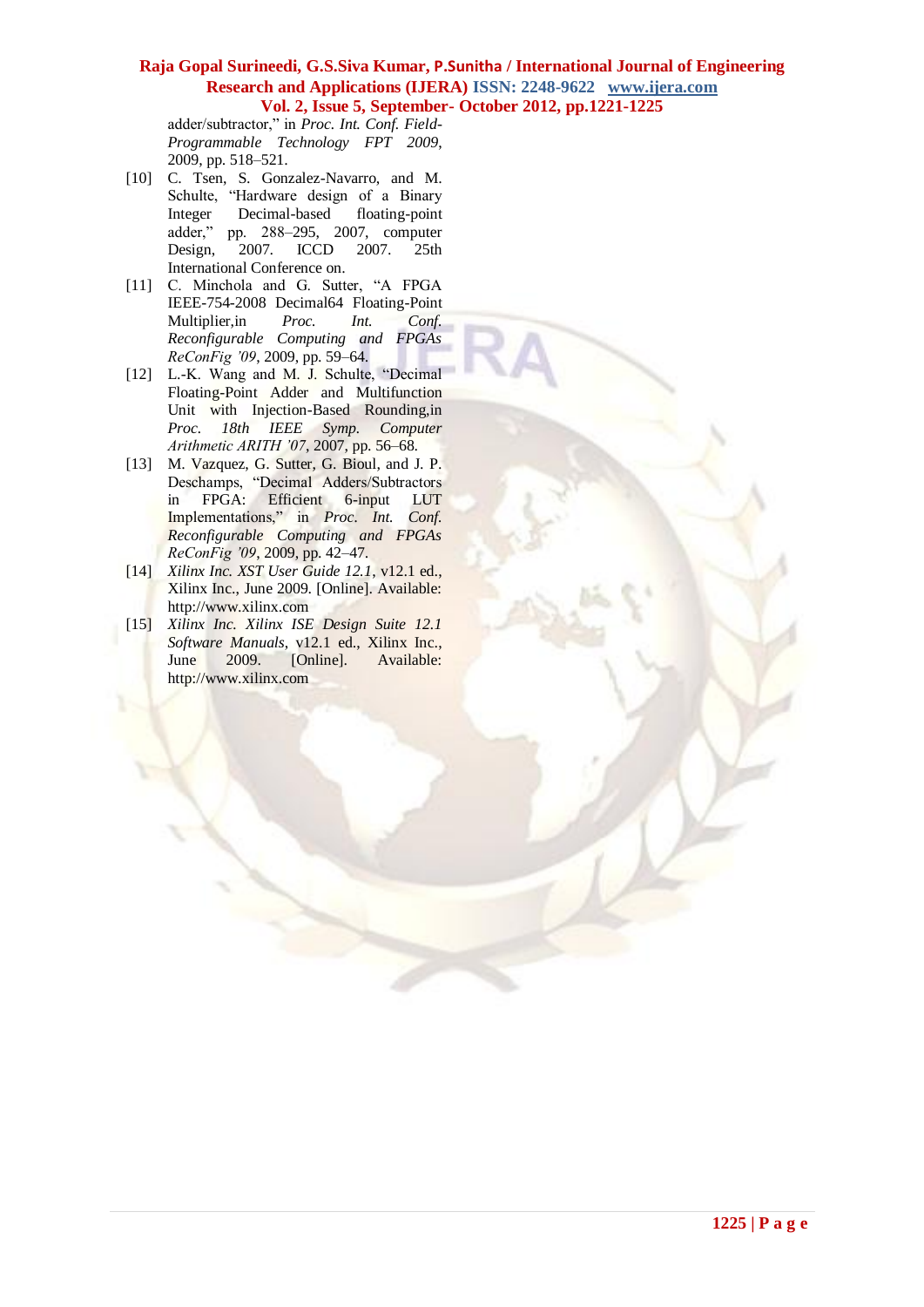adder/subtractor," in *Proc. Int. Conf. Field-Programmable Technology FPT 2009*, 2009, pp. 518–521.

[10] C. Tsen, S. Gonzalez-Navarro, and M. Schulte, "Hardware design of a Binary Integer Decimal-based floating-point adder," pp. 288–295, 2007, computer Design, 2007. ICCD 2007. 25th International Conference on.

[11] C. Minchola and G. Sutter, "A FPGA IEEE-754-2008 Decimal64 Floating-Point Multiplier,in *Proc. Int. Conf. Reconfigurable Computing and FPGAs ReConFig '09*, 2009, pp. 59–64.

[12] L.-K. Wang and M. J. Schulte, "Decimal Floating-Point Adder and Multifunction Unit with Injection-Based Rounding,in *Proc. 18th IEEE Symp. Computer Arithmetic ARITH '07*, 2007, pp. 56–68.

[13] M. Vazquez, G. Sutter, G. Bioul, and J. P. Deschamps, "Decimal Adders/Subtractors in FPGA: Efficient 6-input LUT Implementations," in *Proc. Int. Conf. Reconfigurable Computing and FPGAs ReConFig '09*, 2009, pp. 42–47.

[14] *Xilinx Inc. XST User Guide 12.1*, v12.1 ed., Xilinx Inc., June 2009. [Online]. Available: http://www.xilinx.com

[15] *Xilinx Inc. Xilinx ISE Design Suite 12.1 Software Manuals*, v12.1 ed., Xilinx Inc., June 2009. [Online]. Available: http://www.xilinx.com